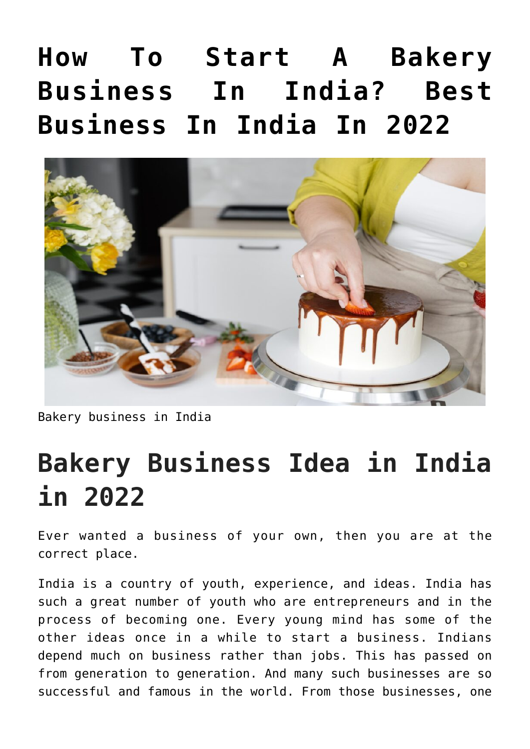# How To Start A Bakery Business In India? Best Business In India In 2022

Bakery business in India

## Bakery Business Idea in India in 2022

Ever wanted a business of your own, then you are at the correct place.

India is a country of youth, experience, and ideas. India has such a great number of youth who are entrepreneurs and in the process of becoming one. Every young mind has some of the other ideas once in a while to start a business. Indians depend much on business rather than jobs. This has passed on from generation to generation. And many such businesses are so successful and famous in the world. From those businesses, one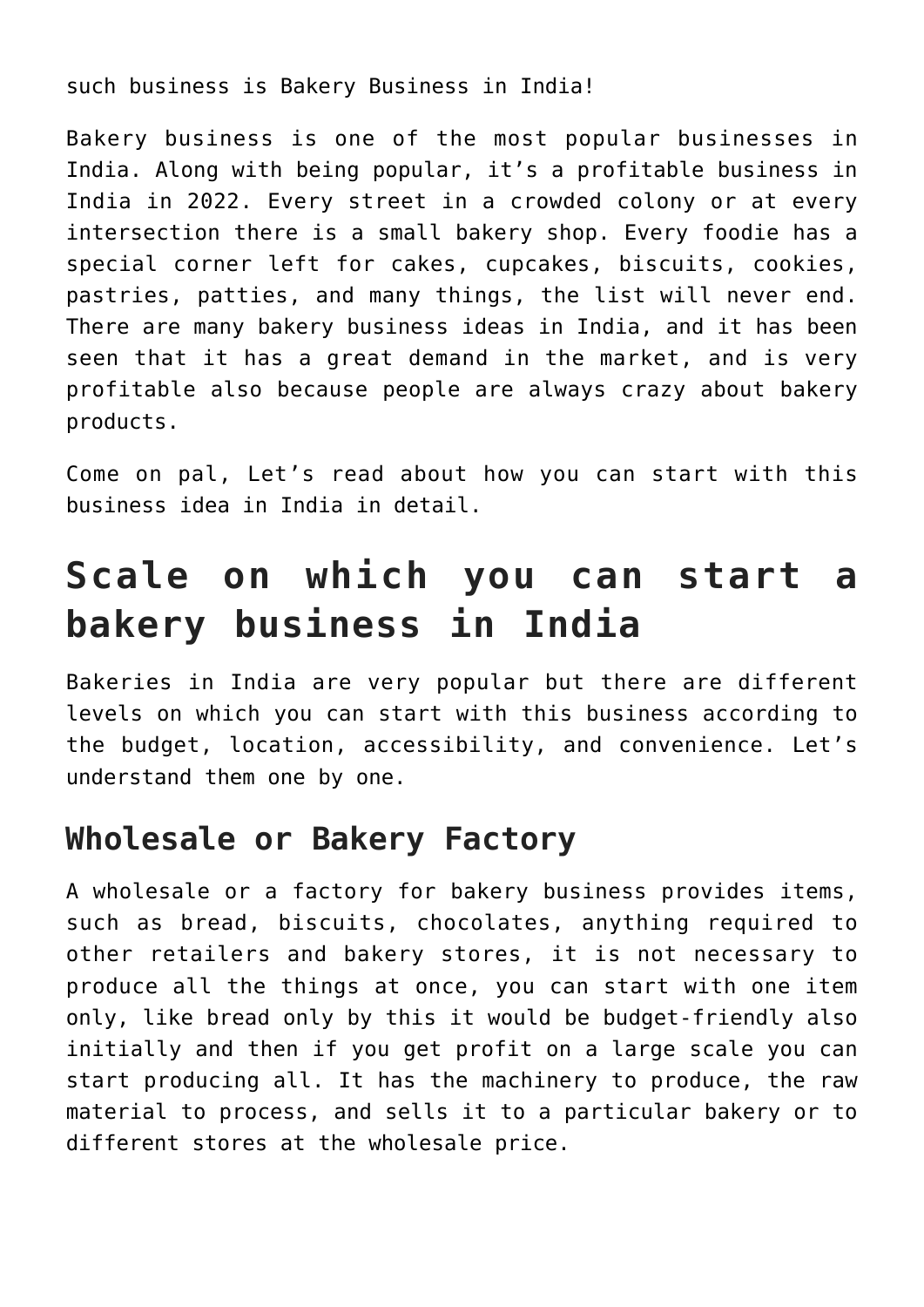such business is Bakery Business in India!

Bakery business is one of the most popular businesses in India. Along with being popular, it's a profitable business in India in 2022. Every street in a crowded colony or at every intersection there is a small bakery shop. Every foodie has a special corner left for cakes, cupcakes, biscuits, cookies, pastries, patties, and many things, the list will never end. There are many bakery business ideas in India, and it has been seen that it has a great demand in the market, and is very profitable also because people are always crazy about bakery products.

Come on pal, Let's read about how you can start with this business idea in India in detail.

# Scale on which you can start a bakery business in India

Bakeries in India are very popular but there are different levels on which you can start with this business according to the budget, location, accessibility, and convenience. Let's understand them one by one.

## Wholesale or Bakery Factory

A wholesale or a factory for bakery business provides items, such as bread, biscuits, chocolates, anything required to other retailers and bakery stores, it is not necessary to produce all the things at once, you can start with one item only, like bread only by this it would be budget-friendly also initially and then if you get profit on a large scale you can start producing all. It has the machinery to produce, the raw material to process, and sells it to a particular bakery or to different stores at the wholesale price.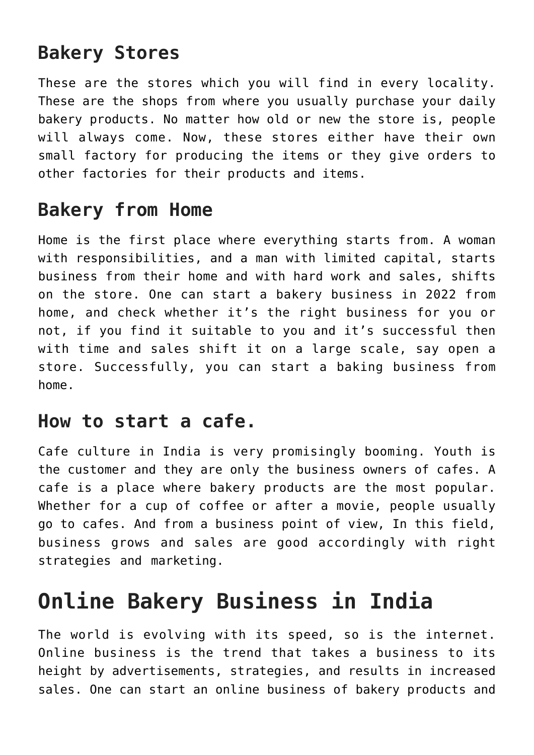### Bakery Stores

These are the stores which you will find in every locality. These are the shops from where you usually purchase your daily bakery products. No matter how old or new the store is, people will always come. Now, these stores either have their own small factory for producing the items or they give orders to other factories for their products and items.

### Bakery from Home

Home is the first place where everything starts from. A woman with responsibilities, and a man with limited capital, starts business from their home and with hard work and sales, shifts on the store. One can start a bakery business in 2022 from home, and check whether it's the right business for you or not, if you find it suitable to you and it's successful then with time and sales shift it on a large scale, say open a store. Successfully, you can start a baking business from home.

### How to start a cafe.

Cafe culture in India is very promisingly booming. Youth is the customer and they are only the business owners of cafes. A cafe is a place where bakery products are the most popular. Whether for a cup of coffee or after a movie, people usually go to cafes. And from a business point of view, In this field, business grows and sales are good accordingly with right strategies and marketing.

## Online Bakery Business in India

The world is evolving with its speed, so is the internet. Online business is the trend that takes a business to its height by advertisements, strategies, and results in increased sales. One can start an online business of bakery products and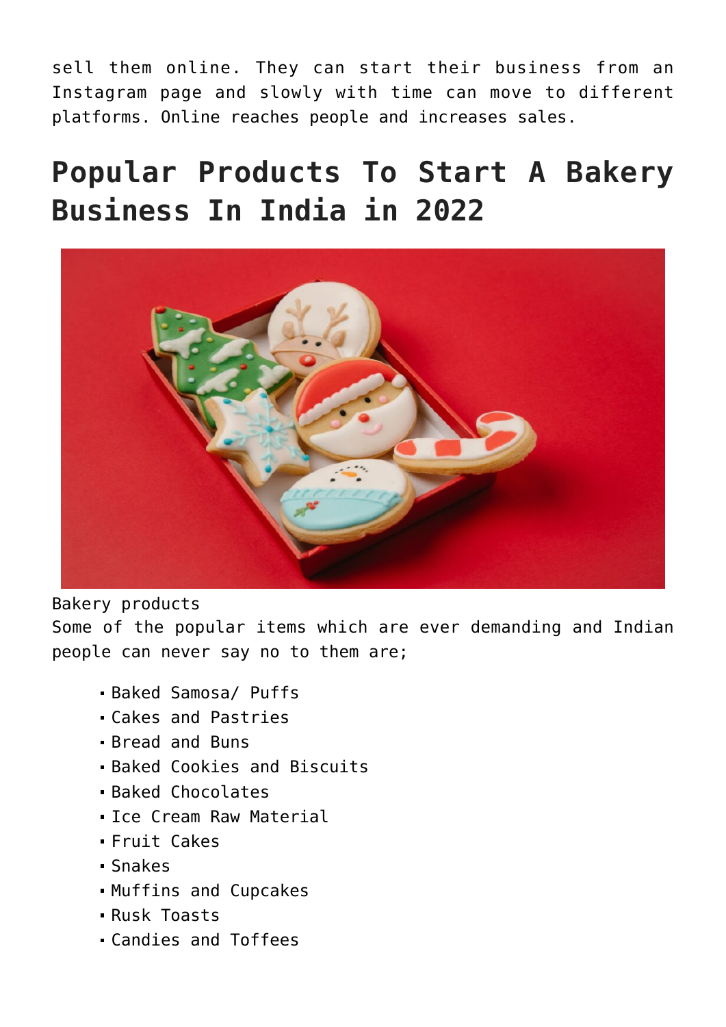sell them online. They can start their business from an Instagram page and slowly with time can move to different platforms. Online reaches people and increases sales.

## Popular Products To Start A Bakery Business In India in 2022

Bakery products

Some of the popular items which are ever demanding and Indian people can never say no to them are;

- Baked Samosa/ Puffs
- Cakes and Pastries
- Bread and Buns
- Baked Cookies and Biscuits
- Baked Chocolates
- Ice Cream Raw Material
- Fruit Cakes
- Snakes
- Muffins and Cupcakes
- Rusk Toasts
- Candies and Toffees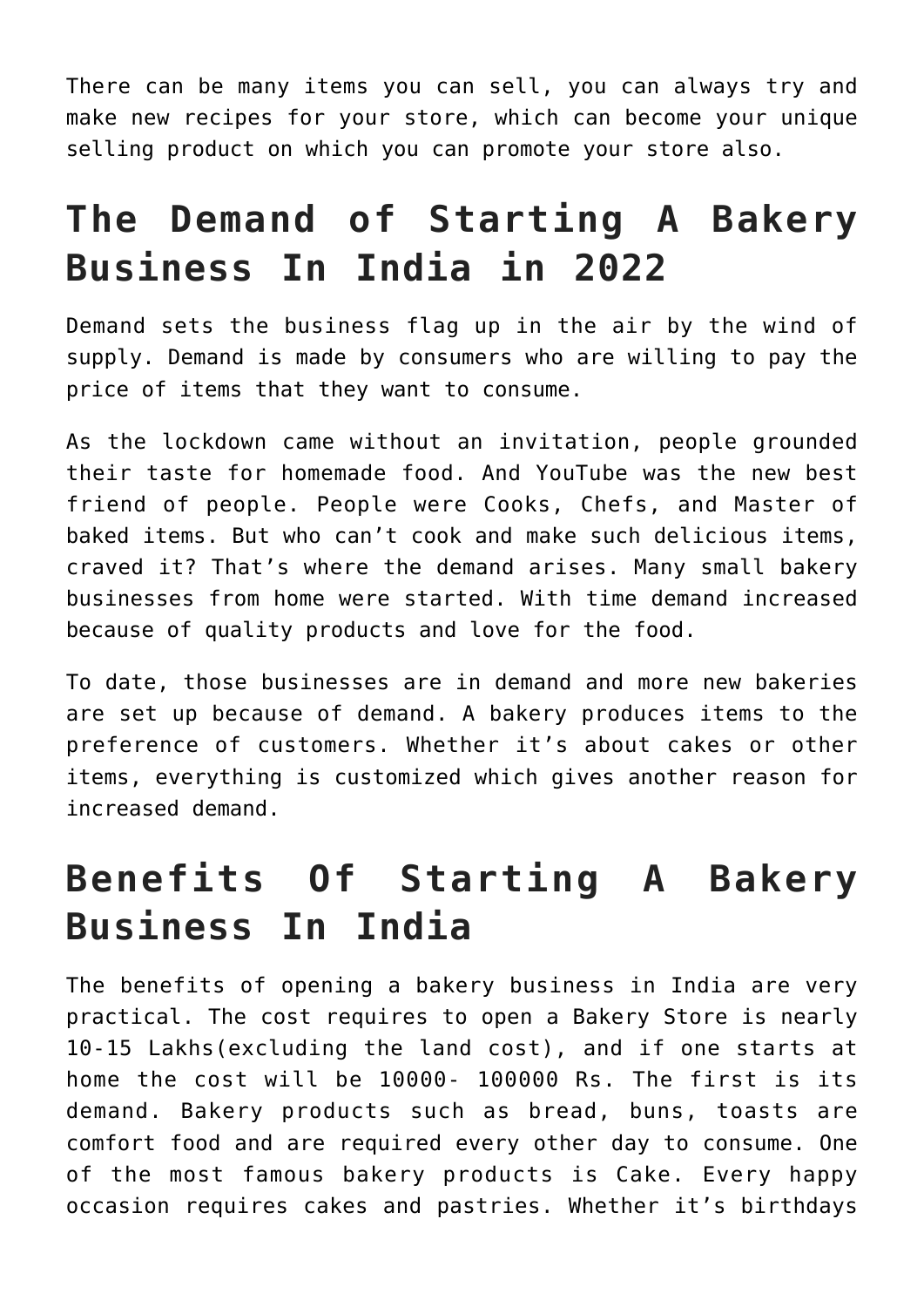There can be many items you can sell, you can always try and make new recipes for your store, which can become your unique selling product on which you can promote your store also.

## The Demand of Starting A Bakery Business In India in 2022

Demand sets the business flag up in the air by the wind of supply. Demand is made by consumers who are willing to pay the price of items that they want to consume.

As the lockdown came without an invitation, people grounded their taste for homemade food. And YouTube was the new best friend of people. People were Cooks, Chefs, and Master of baked items. But who can't cook and make such delicious items, craved it? That's where the demand arises. Many small bakery businesses from home were started. With time demand increased because of quality products and love for the food.

To date, those businesses are in demand and more new bakeries are set up because of demand. A bakery produces items to the preference of customers. Whether it's about cakes or other items, everything is customized which gives another reason for increased demand.

## Benefits Of Starting A Bakery Business In India

The benefits of opening a bakery business in India are very practical. The cost requires to open a Bakery Store is nearly 10-15 Lakhs(excluding the land cost), and if one starts at home the cost will be 10000- 100000 Rs. The first is its demand. Bakery products such as bread, buns, toasts are comfort food and are required every other day to consume. One of the most famous bakery products is Cake. Every happy occasion requires cakes and pastries. Whether it's birthdays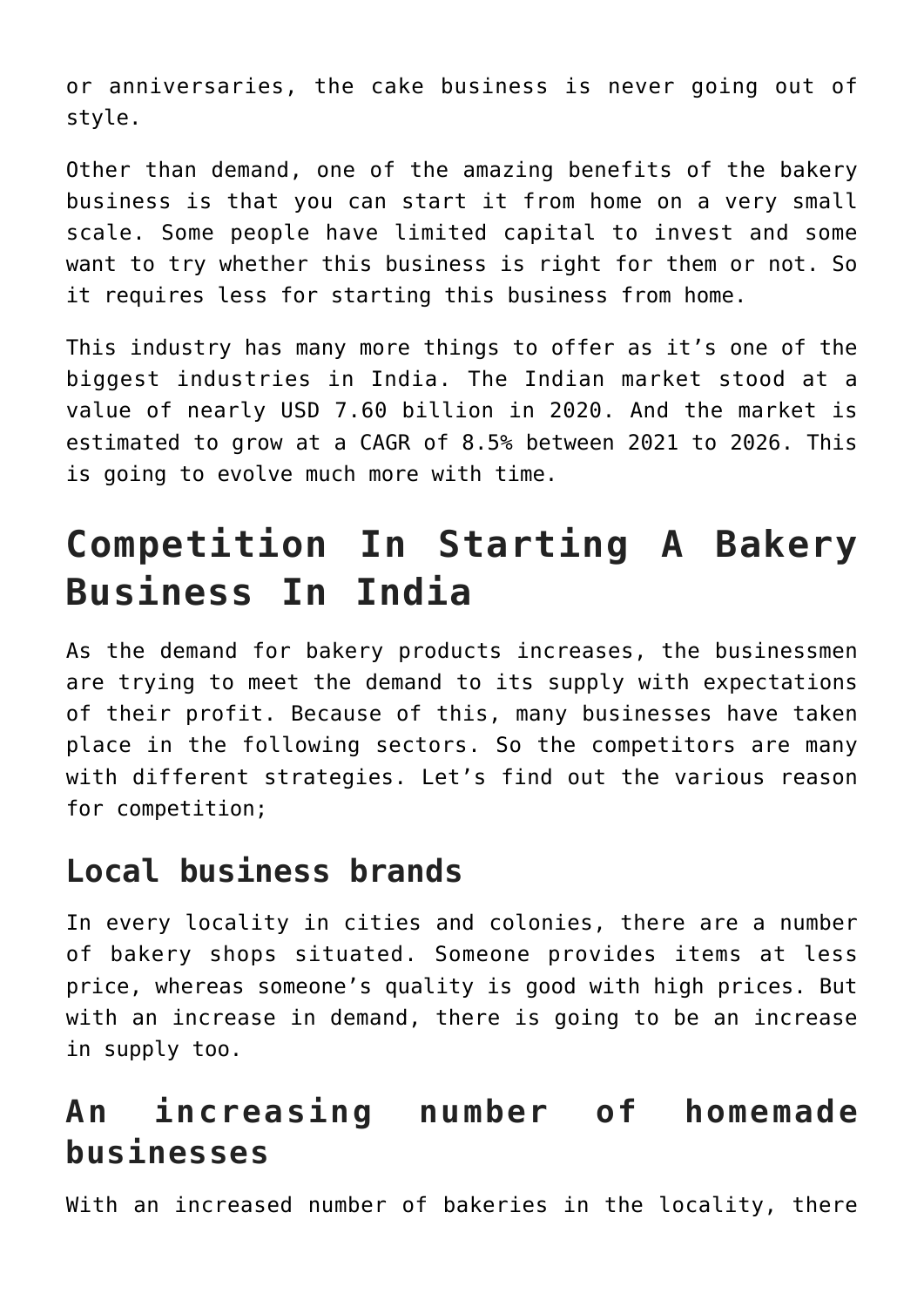or anniversaries, the cake business is never going out of style.

Other than demand, one of the amazing benefits of the bakery business is that you can start it from home on a very small scale. Some people have limited capital to invest and some want to try whether this business is right for them or not. So it requires less for starting this business from home.

This industry has many more things to offer as it's one of the biggest industries in India. The Indian market stood at a value of nearly USD 7.60 billion in 2020. And the market is estimated to grow at a CAGR of 8.5% between 2021 to 2026. This is going to evolve much more with time.

## Competition In Starting A Bakery Business In India

As the demand for bakery products increases, the businessmen are trying to meet the demand to its supply with expectations of their profit. Because of this, many businesses have taken place in the following sectors. So the competitors are many with different strategies. Let's find out the various reason for competition;

### Local business brands

In every locality in cities and colonies, there are a number of bakery shops situated. Someone provides items at less price, whereas someone's quality is good with high prices. But with an increase in demand, there is going to be an increase in supply too.

### An increasing number of homemade businesses

With an increased number of bakeries in the locality, there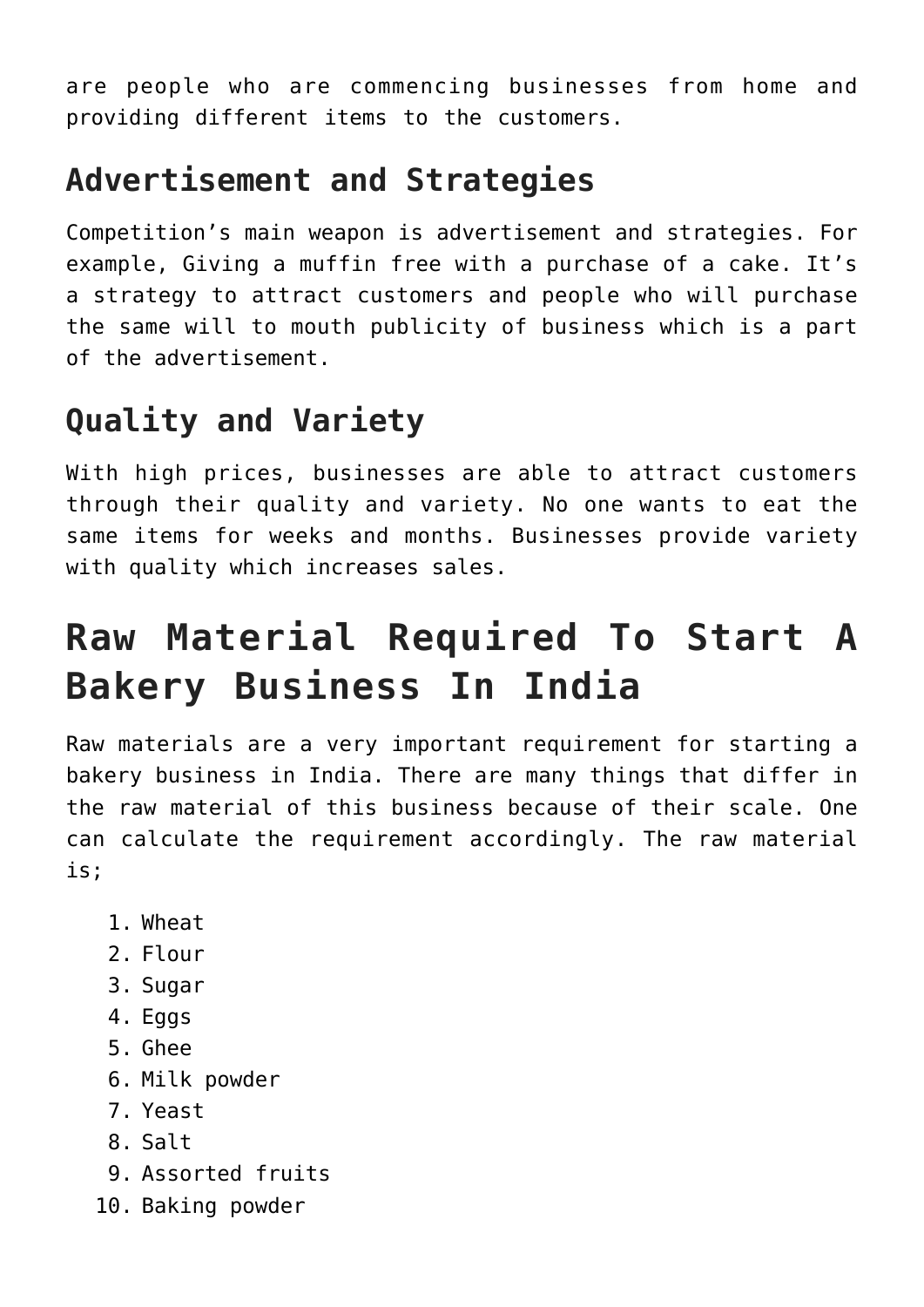are people who are commencing businesses from home and providing different items to the customers.

## Advertisement and Strategies

Competition's main weapon is advertisement and strategies. For example, Giving a muffin free with a purchase of a cake. It's a strategy to attract customers and people who will purchase the same will to mouth publicity of business which is a part of the advertisement.

## Quality and Variety

With high prices, businesses are able to attract customers through their quality and variety. No one wants to eat the same items for weeks and months. Businesses provide variety with quality which increases sales.

# Raw Material Required To Start A Bakery Business In India

Raw materials are a very important requirement for starting a bakery business in India. There are many things that differ in the raw material of this business because of their scale. One can calculate the requirement accordingly. The raw material is;

1. Wheat
2. Flour
3. Sugar
4. Eggs
5. Ghee
6. Milk powder
7. Yeast
8. Salt
9. Assorted fruits
10. Baking powder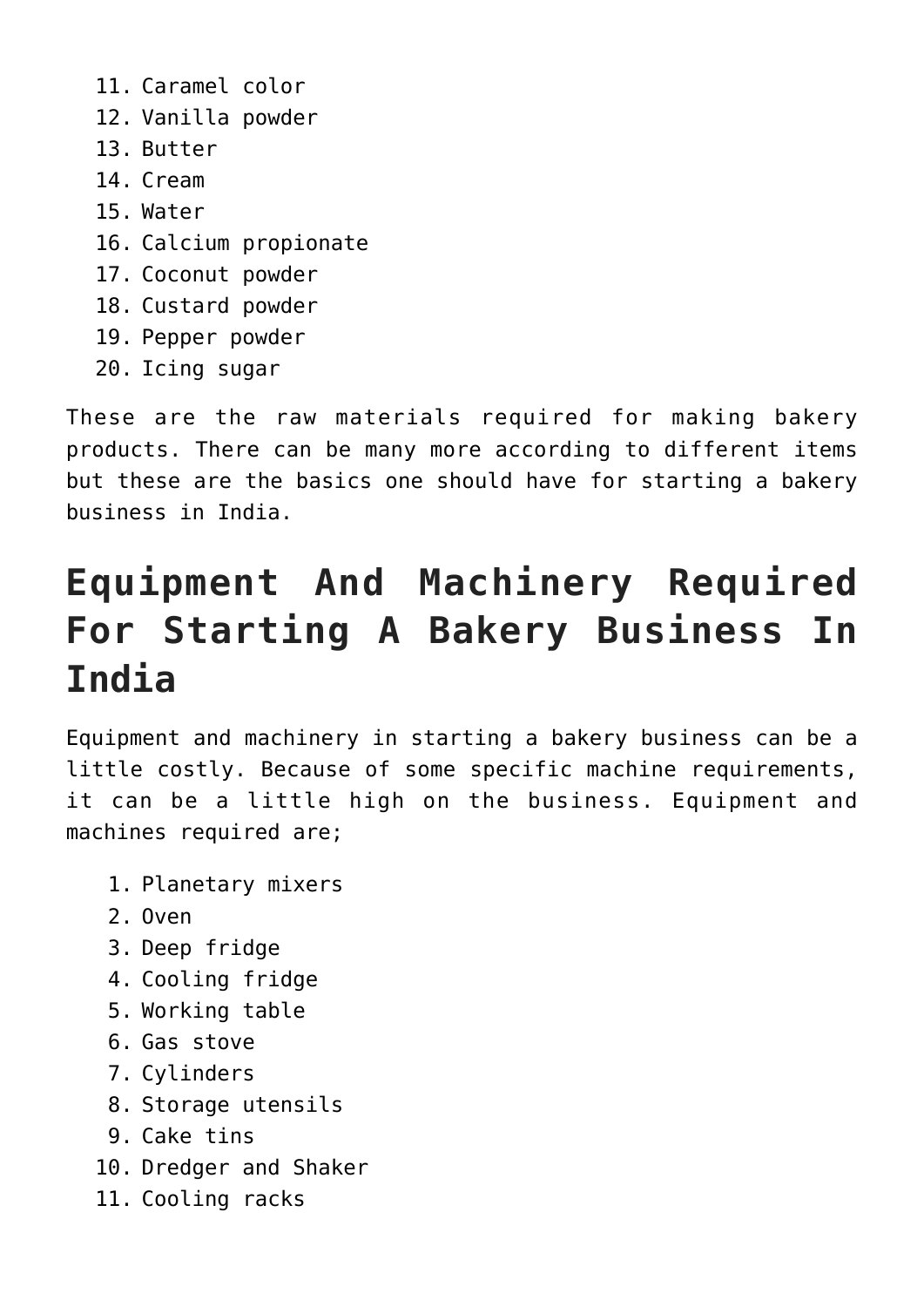11. Caramel color
12. Vanilla powder
13. Butter
14. Cream
15. Water
16. Calcium propionate
17. Coconut powder
18. Custard powder
19. Pepper powder
20. Icing sugar

These are the raw materials required for making bakery products. There can be many more according to different items but these are the basics one should have for starting a bakery business in India.

## Equipment And Machinery Required For Starting A Bakery Business In India

Equipment and machinery in starting a bakery business can be a little costly. Because of some specific machine requirements, it can be a little high on the business. Equipment and machines required are;

1. Planetary mixers
2. Oven
3. Deep fridge
4. Cooling fridge
5. Working table
6. Gas stove
7. Cylinders
8. Storage utensils
9. Cake tins
10. Dredger and Shaker
11. Cooling racks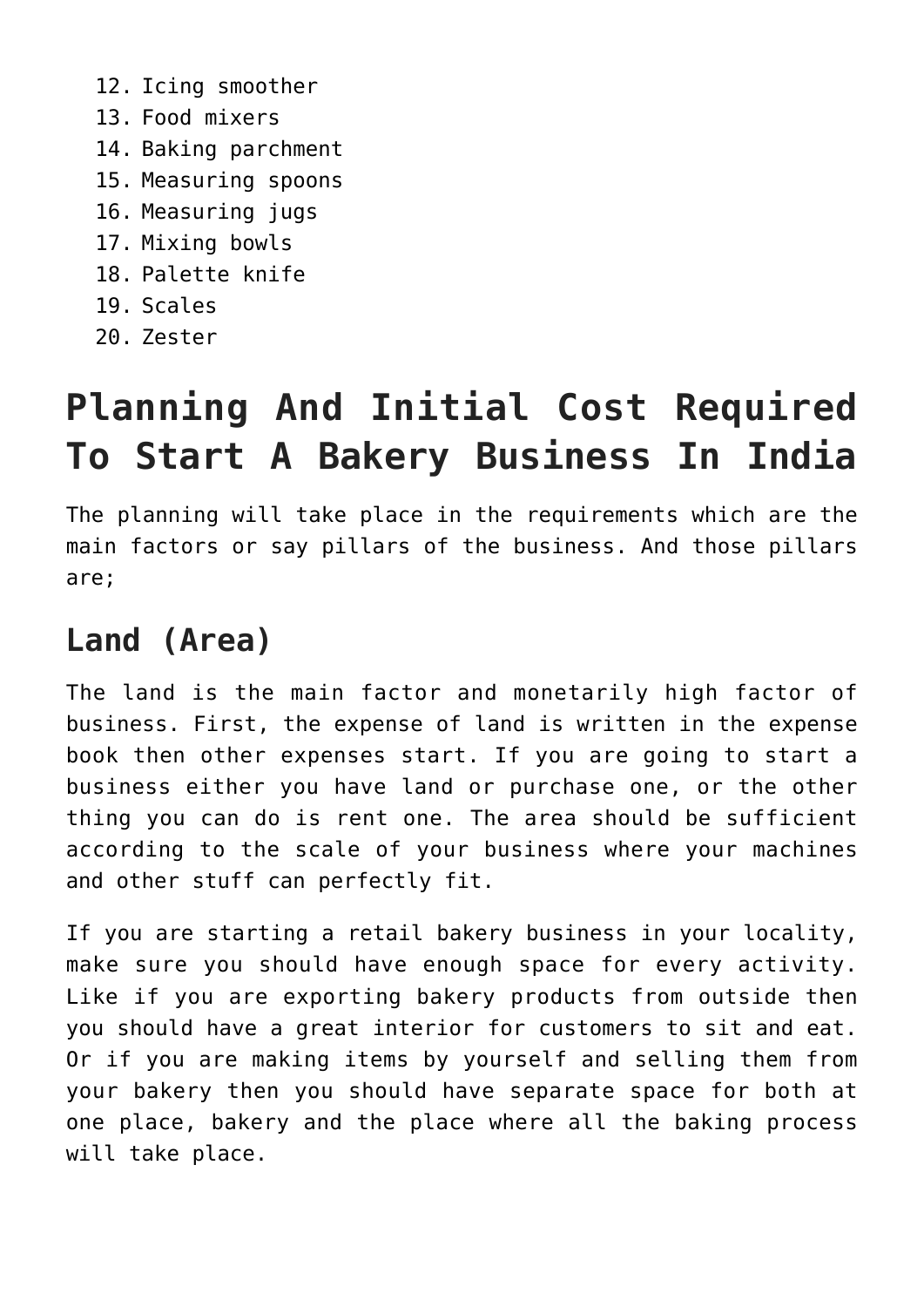12. Icing smoother
13. Food mixers
14. Baking parchment
15. Measuring spoons
16. Measuring jugs
17. Mixing bowls
18. Palette knife
19. Scales
20. Zester

# Planning And Initial Cost Required To Start A Bakery Business In India

The planning will take place in the requirements which are the main factors or say pillars of the business. And those pillars are;

## Land (Area)

The land is the main factor and monetarily high factor of business. First, the expense of land is written in the expense book then other expenses start. If you are going to start a business either you have land or purchase one, or the other thing you can do is rent one. The area should be sufficient according to the scale of your business where your machines and other stuff can perfectly fit.

If you are starting a retail bakery business in your locality, make sure you should have enough space for every activity. Like if you are exporting bakery products from outside then you should have a great interior for customers to sit and eat. Or if you are making items by yourself and selling them from your bakery then you should have separate space for both at one place, bakery and the place where all the baking process will take place.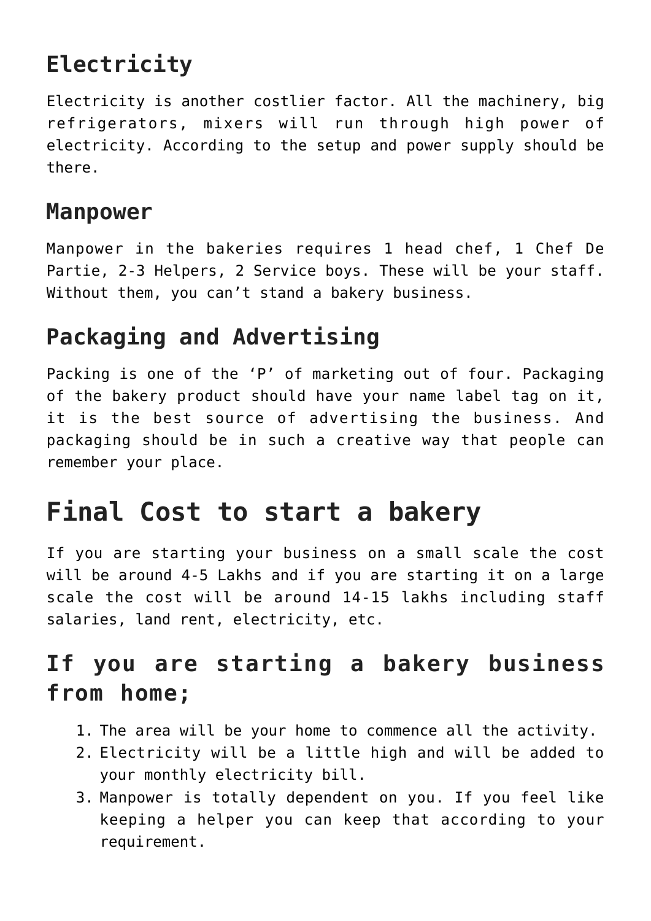### Electricity

Electricity is another costlier factor. All the machinery, big refrigerators, mixers will run through high power of electricity. According to the setup and power supply should be there.

### Manpower

Manpower in the bakeries requires 1 head chef, 1 Chef De Partie, 2-3 Helpers, 2 Service boys. These will be your staff. Without them, you can't stand a bakery business.

### Packaging and Advertising

Packing is one of the 'P' of marketing out of four. Packaging of the bakery product should have your name label tag on it, it is the best source of advertising the business. And packaging should be in such a creative way that people can remember your place.

## Final Cost to start a bakery

If you are starting your business on a small scale the cost will be around 4-5 Lakhs and if you are starting it on a large scale the cost will be around 14-15 lakhs including staff salaries, land rent, electricity, etc.

### If you are starting a bakery business from home;

1. The area will be your home to commence all the activity.
2. Electricity will be a little high and will be added to your monthly electricity bill.
3. Manpower is totally dependent on you. If you feel like keeping a helper you can keep that according to your requirement.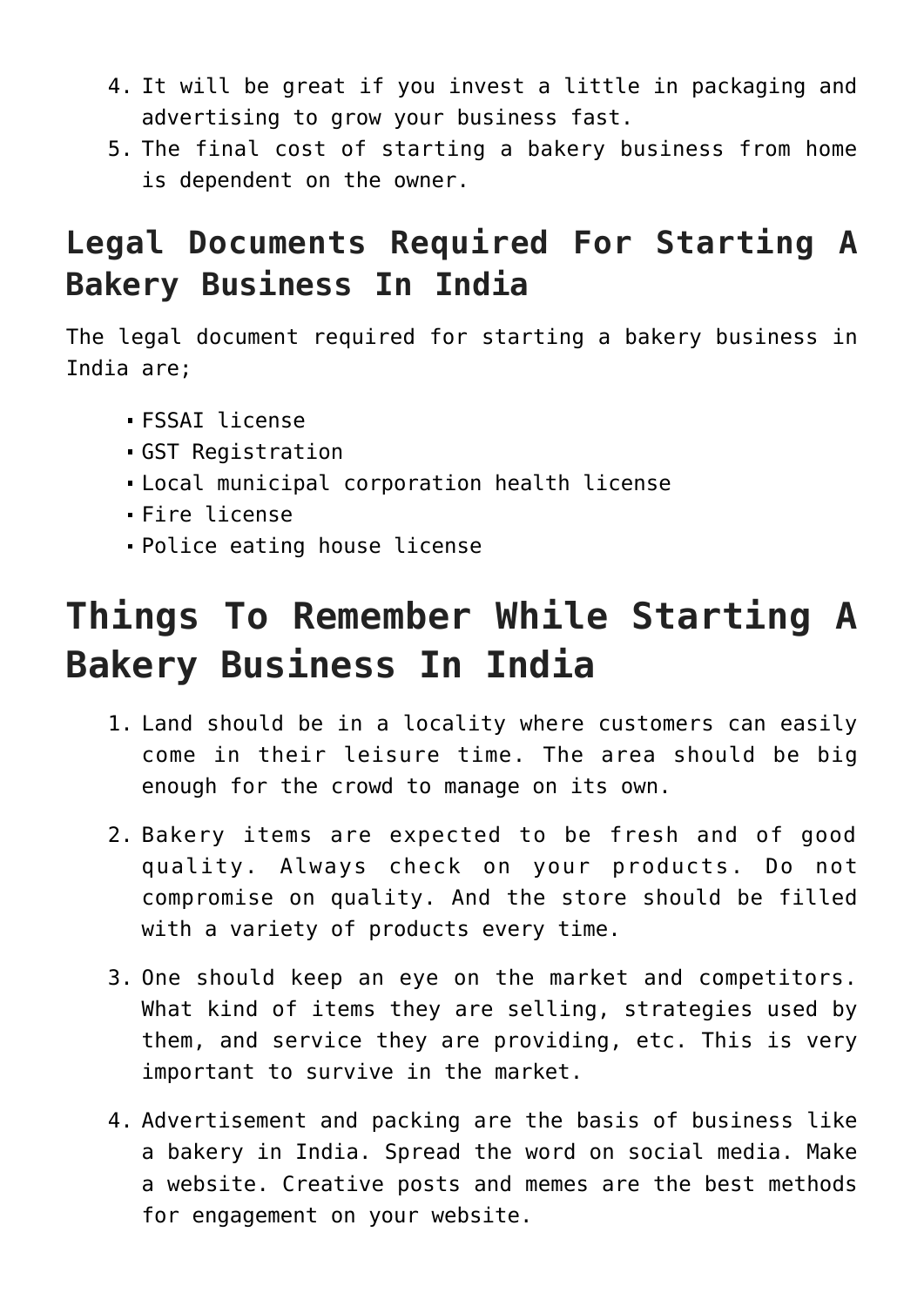4. It will be great if you invest a little in packaging and advertising to grow your business fast.
5. The final cost of starting a bakery business from home is dependent on the owner.

## Legal Documents Required For Starting A Bakery Business In India

The legal document required for starting a bakery business in India are;

- FSSAI license
- GST Registration
- Local municipal corporation health license
- Fire license
- Police eating house license

# Things To Remember While Starting A Bakery Business In India

1. Land should be in a locality where customers can easily come in their leisure time. The area should be big enough for the crowd to manage on its own.

2. Bakery items are expected to be fresh and of good quality. Always check on your products. Do not compromise on quality. And the store should be filled with a variety of products every time.

3. One should keep an eye on the market and competitors. What kind of items they are selling, strategies used by them, and service they are providing, etc. This is very important to survive in the market.

4. Advertisement and packing are the basis of business like a bakery in India. Spread the word on social media. Make a website. Creative posts and memes are the best methods for engagement on your website.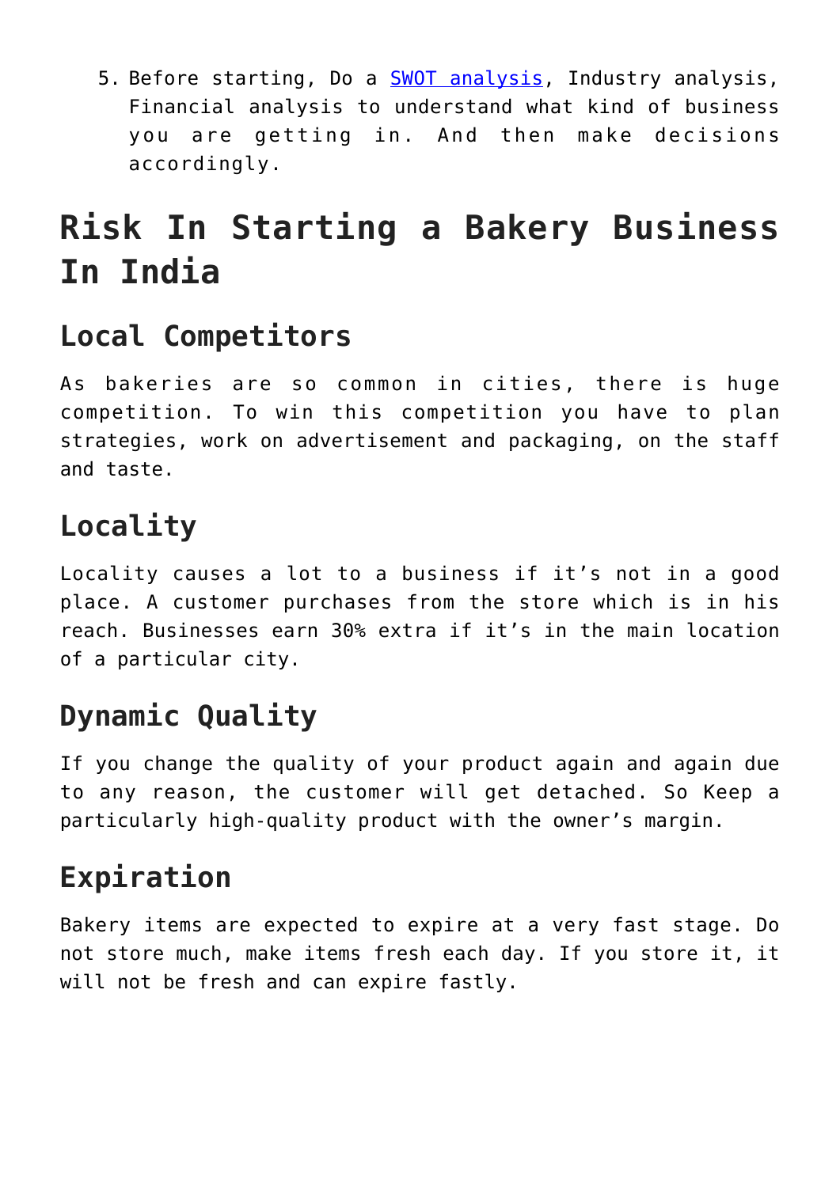5. Before starting, Do a [SWOT analysis](), Industry analysis, Financial analysis to understand what kind of business you are getting in. And then make decisions accordingly.

# Risk In Starting a Bakery Business In India

## Local Competitors

As bakeries are so common in cities, there is huge competition. To win this competition you have to plan strategies, work on advertisement and packaging, on the staff and taste.

## Locality

Locality causes a lot to a business if it's not in a good place. A customer purchases from the store which is in his reach. Businesses earn 30% extra if it's in the main location of a particular city.

## Dynamic Quality

If you change the quality of your product again and again due to any reason, the customer will get detached. So Keep a particularly high-quality product with the owner's margin.

## Expiration

Bakery items are expected to expire at a very fast stage. Do not store much, make items fresh each day. If you store it, it will not be fresh and can expire fastly.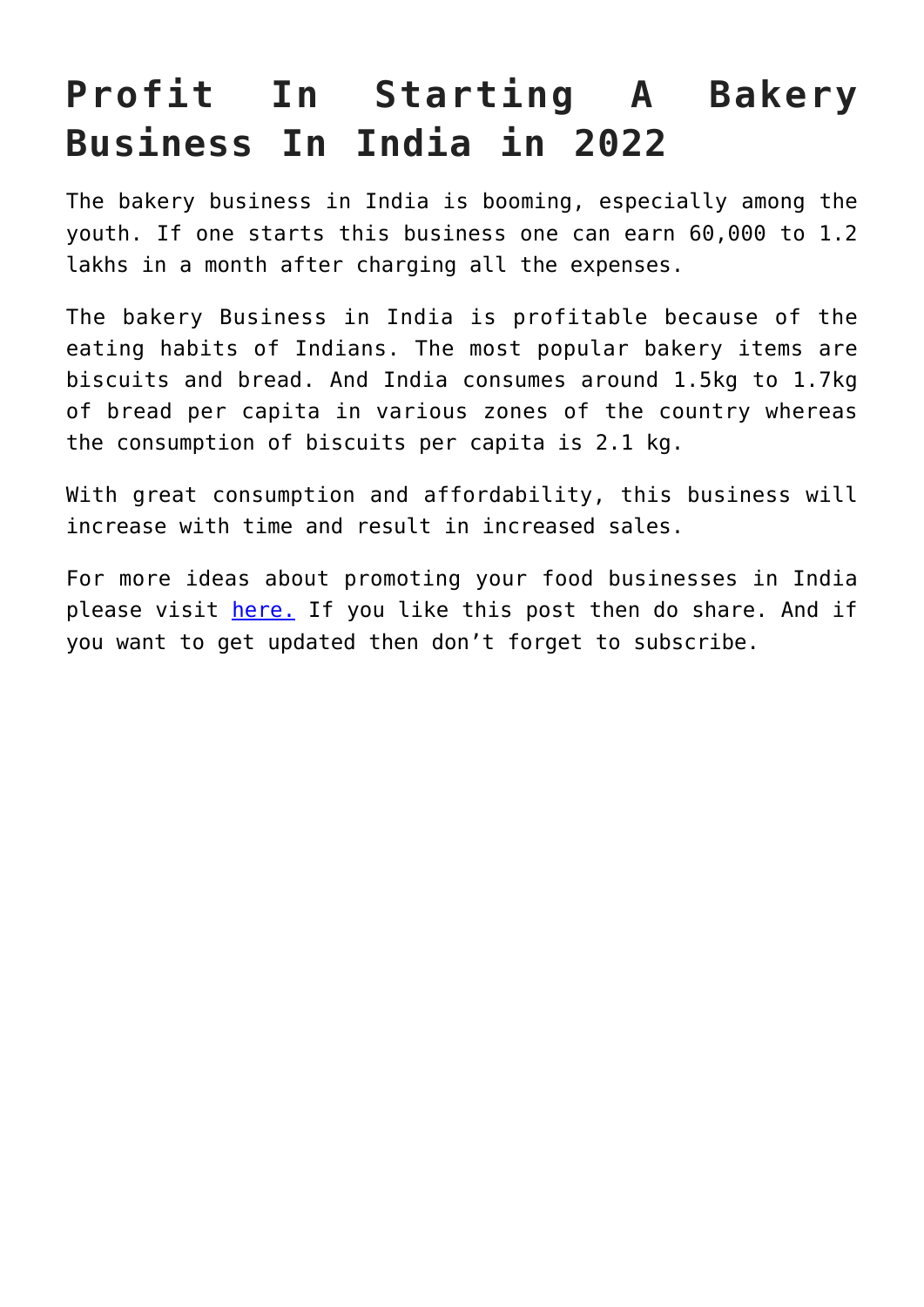# Profit In Starting A Bakery Business In India in 2022

The bakery business in India is booming, especially among the youth. If one starts this business one can earn 60,000 to 1.2 lakhs in a month after charging all the expenses.

The bakery Business in India is profitable because of the eating habits of Indians. The most popular bakery items are biscuits and bread. And India consumes around 1.5kg to 1.7kg of bread per capita in various zones of the country whereas the consumption of biscuits per capita is 2.1 kg.

With great consumption and affordability, this business will increase with time and result in increased sales.

For more ideas about promoting your food businesses in India please visit here. If you like this post then do share. And if you want to get updated then don't forget to subscribe.